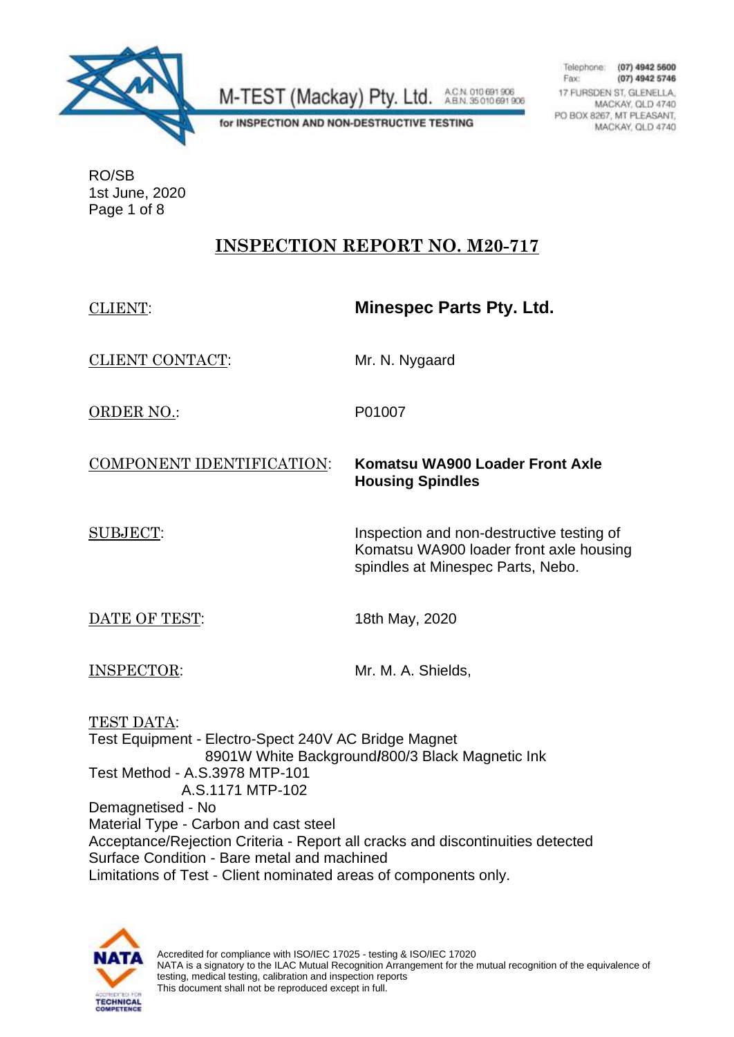M-TEST (Mackay) Pty. Ltd. A.C.N. 010 691 906 A.B.N. 35 010 691 906

for INSPECTION AND NON-DESTRUCTIVE TESTING

Telephone: (07) 4942 5600
Fax: (07) 4942 5746
17 FURSDEN ST, GLENELLA, MACKAY, QLD 4740
PO BOX 8267, MT PLEASANT, MACKAY, QLD 4740

RO/SB
1st June, 2020

# INSPECTION REPORT NO. M20-717

CLIENT: **Minespec Parts Pty. Ltd.**

CLIENT CONTACT: Mr. N. Nygaard

ORDER NO.: P01007

COMPONENT IDENTIFICATION: **Komatsu WA900 Loader Front Axle Housing Spindles**

SUBJECT: Inspection and non-destructive testing of Komatsu WA900 loader front axle housing spindles at Minespec Parts, Nebo.

DATE OF TEST: 18th May, 2020

INSPECTOR: Mr. M. A. Shields,

TEST DATA:
Test Equipment - Electro-Spect 240V AC Bridge Magnet
8901W White Background/800/3 Black Magnetic Ink
Test Method - A.S.3978 MTP-101
A.S.1171 MTP-102
Demagnetised - No
Material Type - Carbon and cast steel
Acceptance/Rejection Criteria - Report all cracks and discontinuities detected
Surface Condition - Bare metal and machined
Limitations of Test - Client nominated areas of components only.

Accredited for compliance with ISO/IEC 17025 - testing & ISO/IEC 17020
NATA is a signatory to the ILAC Mutual Recognition Arrangement for the mutual recognition of the equivalence of testing, medical testing, calibration and inspection reports
This document shall not be reproduced except in full.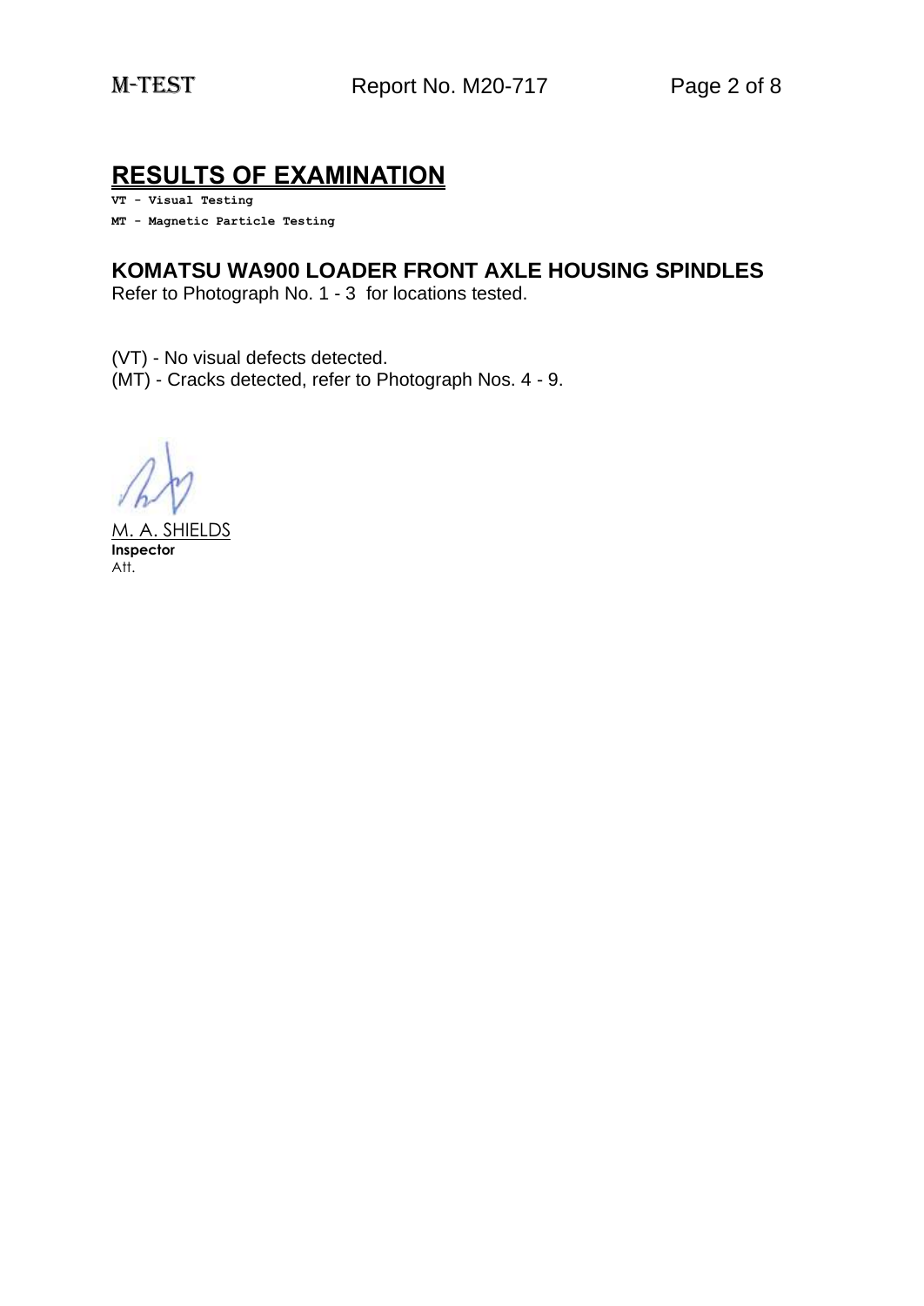# RESULTS OF EXAMINATION

**VT - Visual Testing**

**MT - Magnetic Particle Testing**

## KOMATSU WA900 LOADER FRONT AXLE HOUSING SPINDLES

Refer to Photograph No. 1 - 3 for locations tested.

(VT) - No visual defects detected.
(MT) - Cracks detected, refer to Photograph Nos. 4 - 9.

M. A. SHIELDS
**Inspector**
Att.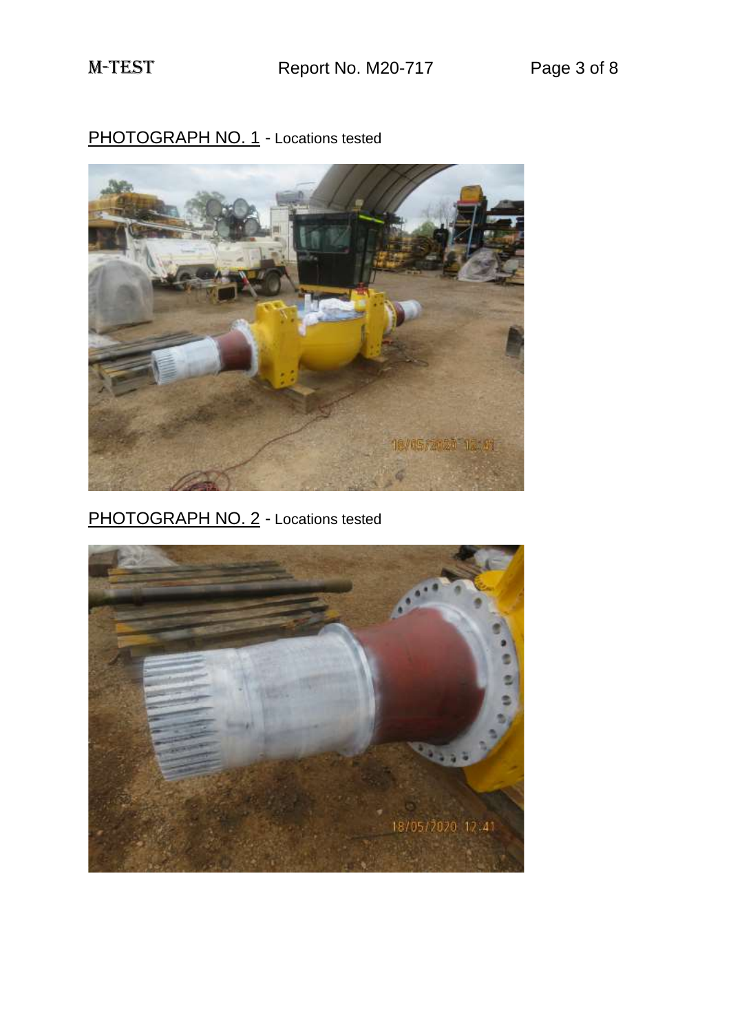PHOTOGRAPH NO. 1 - Locations tested

PHOTOGRAPH NO. 2 - Locations tested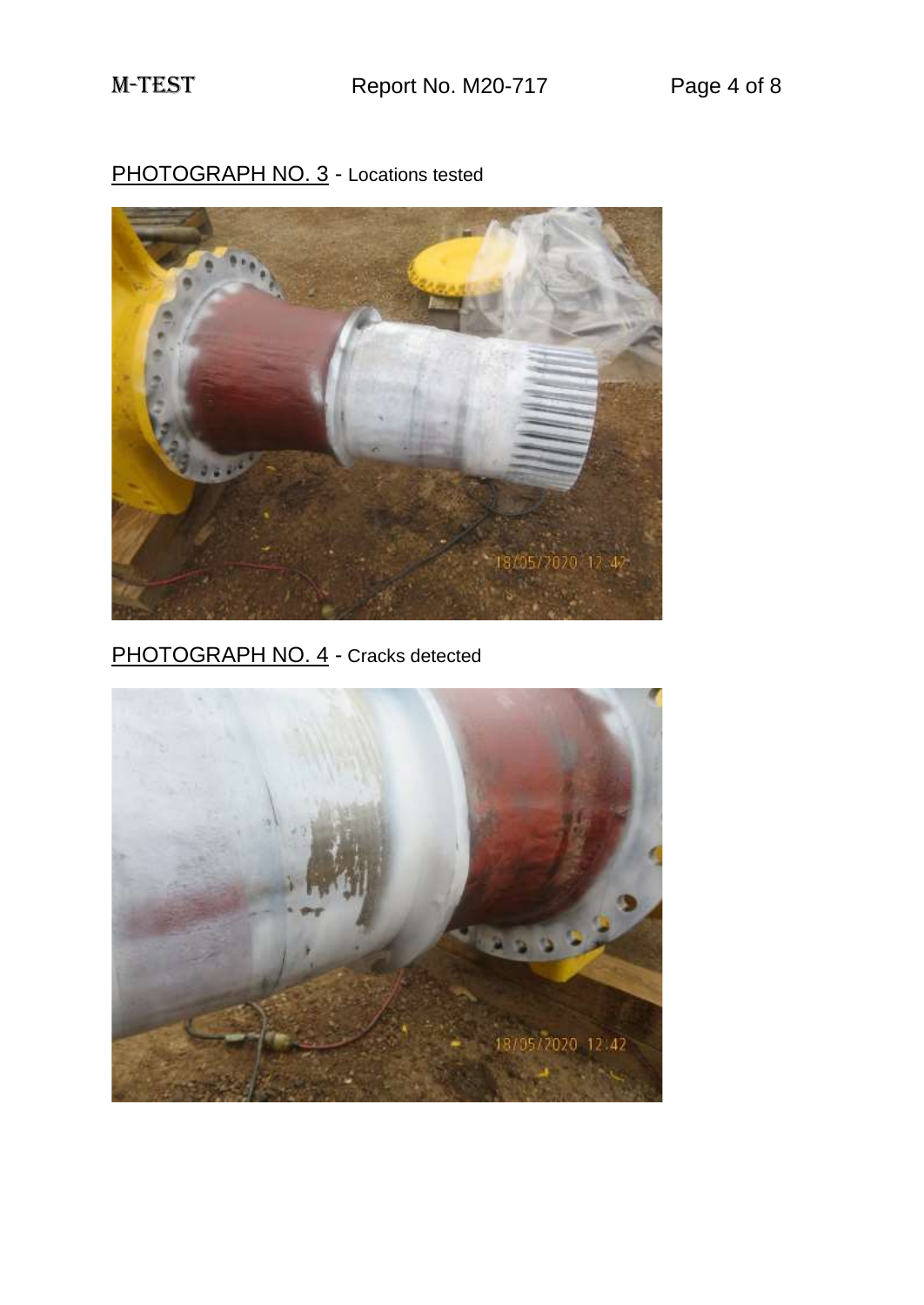PHOTOGRAPH NO. 3 - Locations tested

PHOTOGRAPH NO. 4 - Cracks detected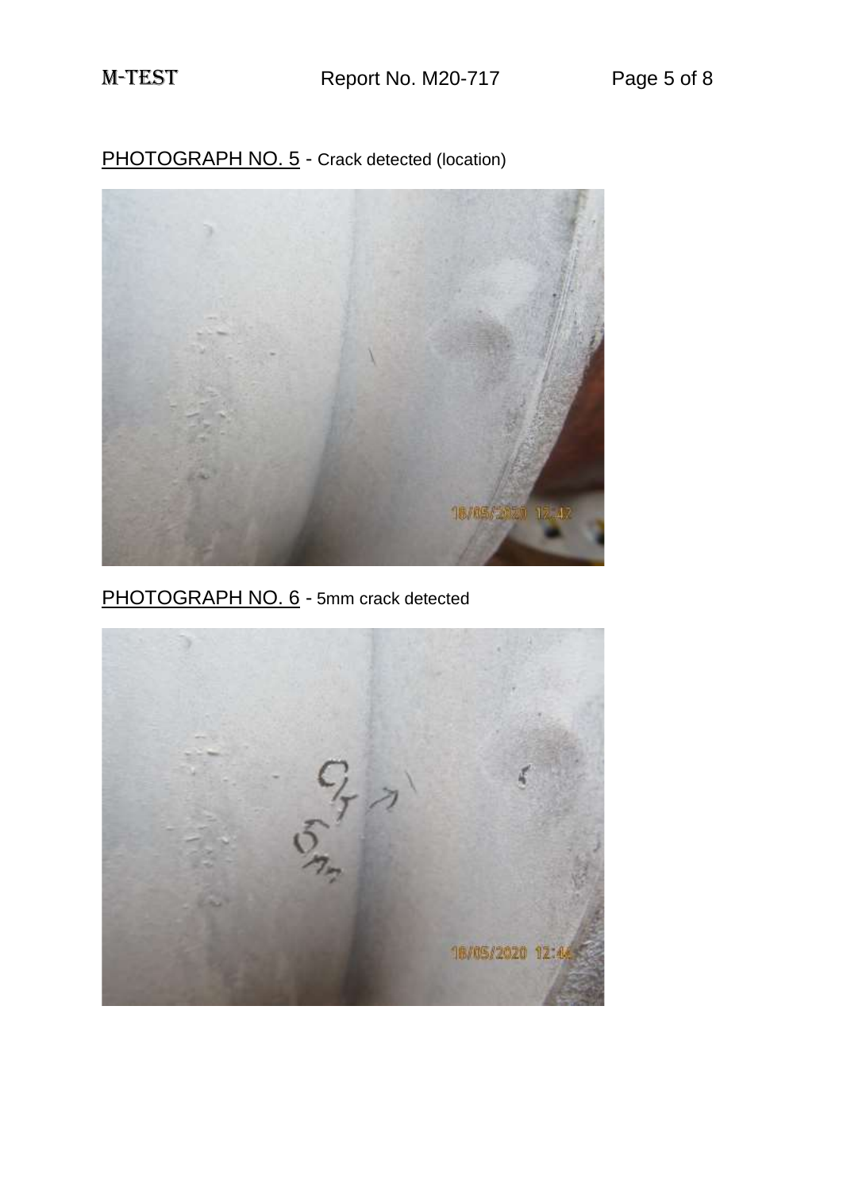PHOTOGRAPH NO. 5 - Crack detected (location)

PHOTOGRAPH NO. 6 - 5mm crack detected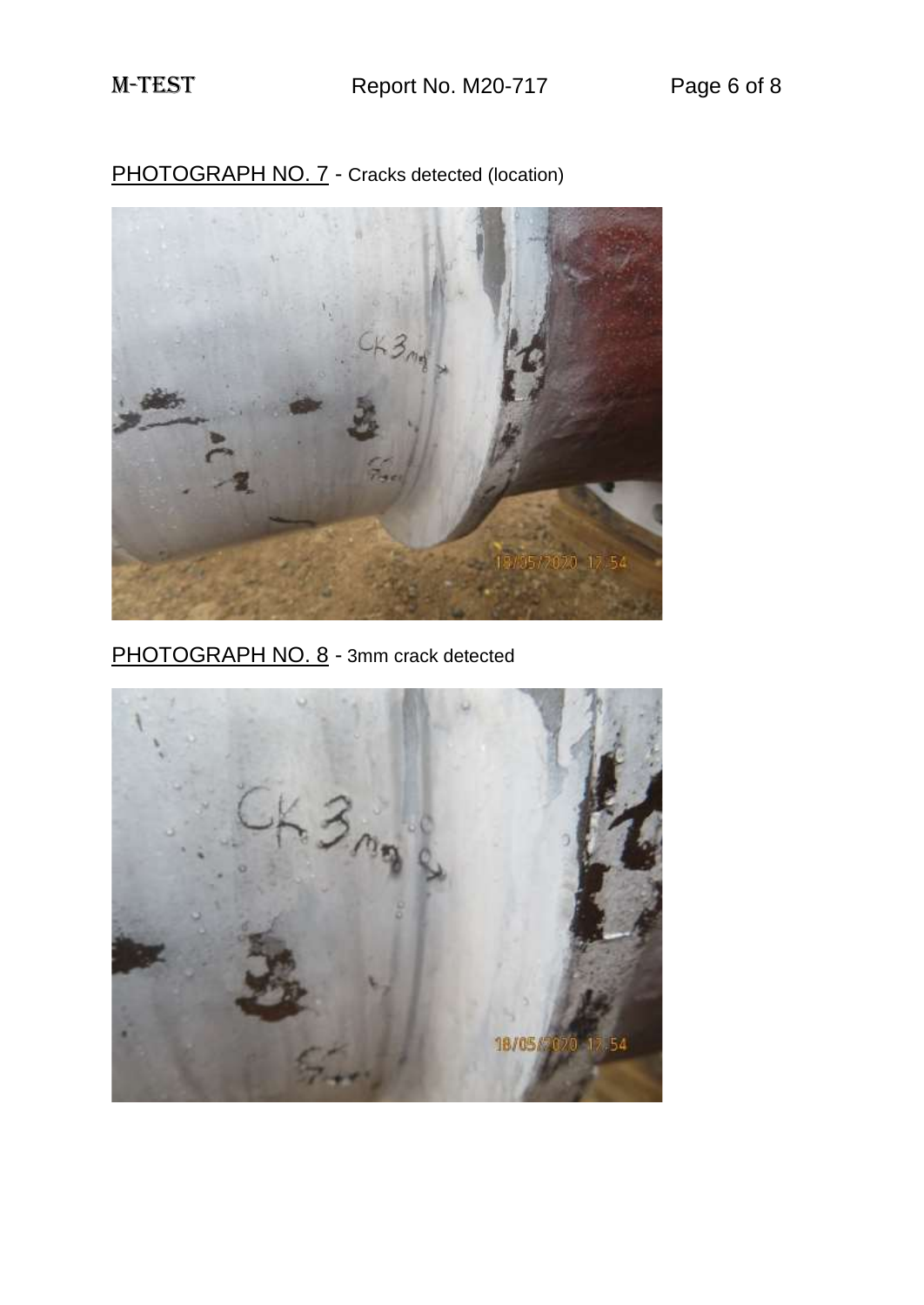PHOTOGRAPH NO. 7 - Cracks detected (location)

PHOTOGRAPH NO. 8 - 3mm crack detected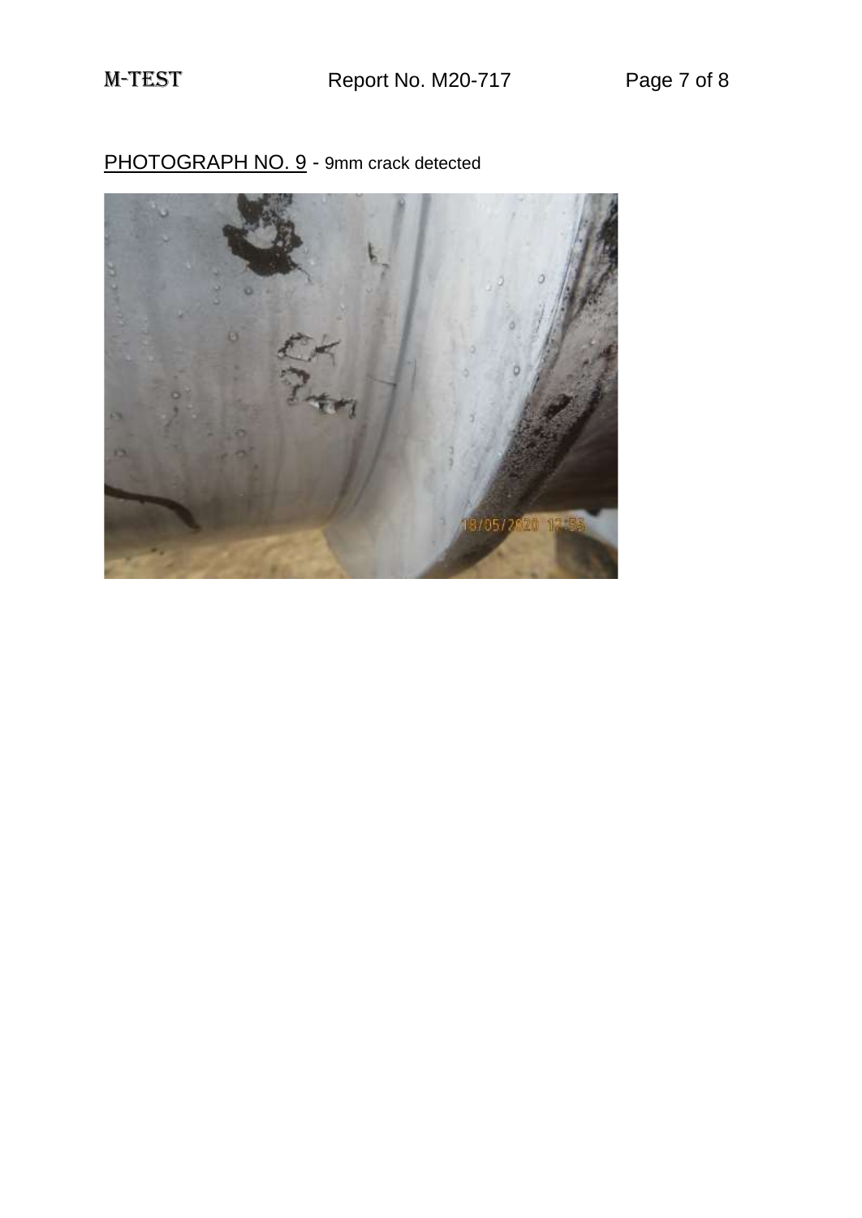PHOTOGRAPH NO. 9 - 9mm crack detected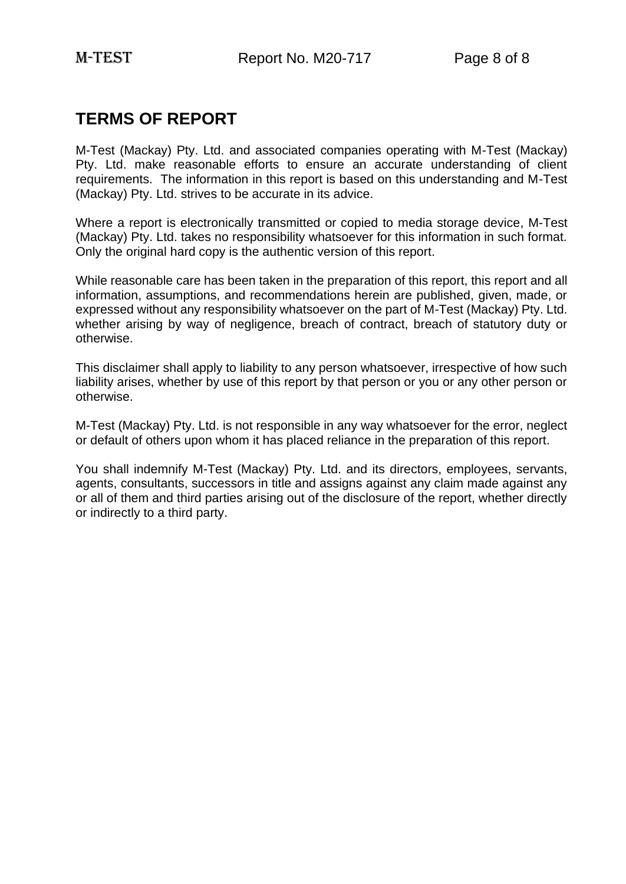## TERMS OF REPORT

M-Test (Mackay) Pty. Ltd. and associated companies operating with M-Test (Mackay) Pty. Ltd. make reasonable efforts to ensure an accurate understanding of client requirements. The information in this report is based on this understanding and M-Test (Mackay) Pty. Ltd. strives to be accurate in its advice.

Where a report is electronically transmitted or copied to media storage device, M-Test (Mackay) Pty. Ltd. takes no responsibility whatsoever for this information in such format. Only the original hard copy is the authentic version of this report.

While reasonable care has been taken in the preparation of this report, this report and all information, assumptions, and recommendations herein are published, given, made, or expressed without any responsibility whatsoever on the part of M-Test (Mackay) Pty. Ltd. whether arising by way of negligence, breach of contract, breach of statutory duty or otherwise.

This disclaimer shall apply to liability to any person whatsoever, irrespective of how such liability arises, whether by use of this report by that person or you or any other person or otherwise.

M-Test (Mackay) Pty. Ltd. is not responsible in any way whatsoever for the error, neglect or default of others upon whom it has placed reliance in the preparation of this report.

You shall indemnify M-Test (Mackay) Pty. Ltd. and its directors, employees, servants, agents, consultants, successors in title and assigns against any claim made against any or all of them and third parties arising out of the disclosure of the report, whether directly or indirectly to a third party.